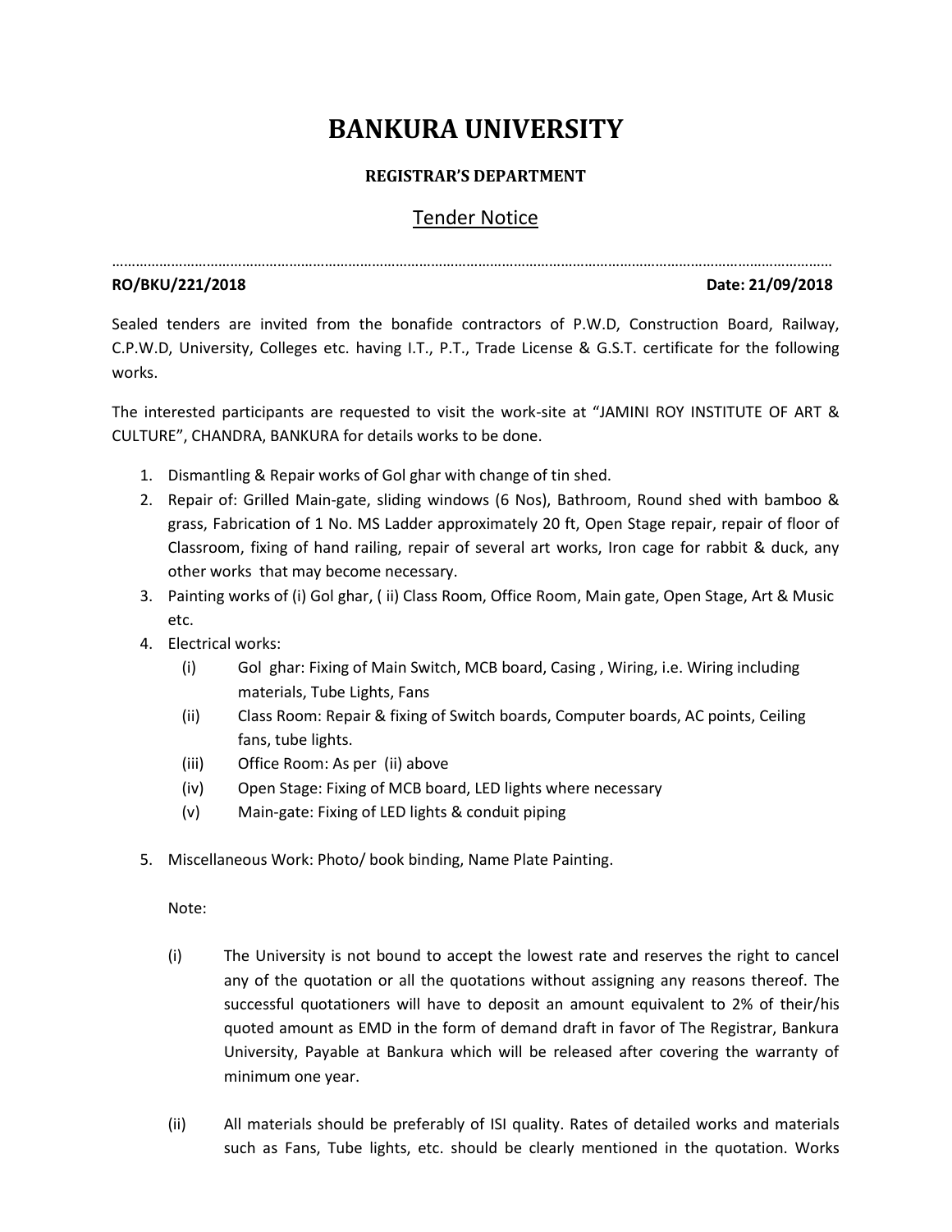# BANKURA UNIVERSITY

## REGISTRAR'S DEPARTMENT

### Tender Notice

…………………………………………………………………………………………………………………………………………………………………

**RO/BKU/221/2018** **Date: 21/09/2018**

Sealed tenders are invited from the bonafide contractors of P.W.D, Construction Board, Railway, C.P.W.D, University, Colleges etc. having I.T., P.T., Trade License & G.S.T. certificate for the following works.

The interested participants are requested to visit the work-site at "JAMINI ROY INSTITUTE OF ART & CULTURE", CHANDRA, BANKURA for details works to be done.

1. Dismantling & Repair works of Gol ghar with change of tin shed.
2. Repair of: Grilled Main-gate, sliding windows (6 Nos), Bathroom, Round shed with bamboo & grass, Fabrication of 1 No. MS Ladder approximately 20 ft, Open Stage repair, repair of floor of Classroom, fixing of hand railing, repair of several art works, Iron cage for rabbit & duck, any other works that may become necessary.
3. Painting works of (i) Gol ghar, ( ii) Class Room, Office Room, Main gate, Open Stage, Art & Music etc.
4. Electrical works:
   - (i) Gol ghar: Fixing of Main Switch, MCB board, Casing , Wiring, i.e. Wiring including materials, Tube Lights, Fans
   - (ii) Class Room: Repair & fixing of Switch boards, Computer boards, AC points, Ceiling fans, tube lights.
   - (iii) Office Room: As per (ii) above
   - (iv) Open Stage: Fixing of MCB board, LED lights where necessary
   - (v) Main-gate: Fixing of LED lights & conduit piping
5. Miscellaneous Work: Photo/ book binding, Name Plate Painting.

Note:

(i) The University is not bound to accept the lowest rate and reserves the right to cancel any of the quotation or all the quotations without assigning any reasons thereof. The successful quotationers will have to deposit an amount equivalent to 2% of their/his quoted amount as EMD in the form of demand draft in favor of The Registrar, Bankura University, Payable at Bankura which will be released after covering the warranty of minimum one year.

(ii) All materials should be preferably of ISI quality. Rates of detailed works and materials such as Fans, Tube lights, etc. should be clearly mentioned in the quotation. Works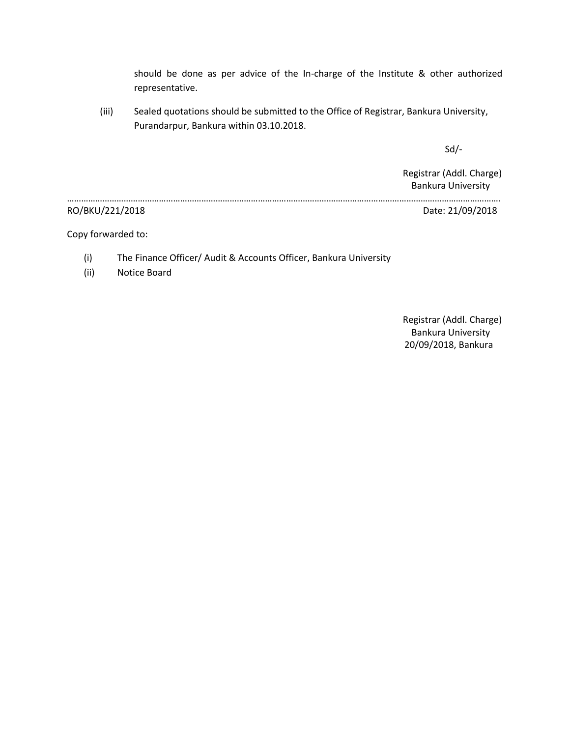should be done as per advice of the In-charge of the Institute & other authorized representative.

(iii) Sealed quotations should be submitted to the Office of Registrar, Bankura University, Purandarpur, Bankura within 03.10.2018.

Sd/-

Registrar (Addl. Charge)
Bankura University

…………………………………………………………………………………………………………………………………………………………….

RO/BKU/221/2018 Date: 21/09/2018

Copy forwarded to:

(i) The Finance Officer/ Audit & Accounts Officer, Bankura University
(ii) Notice Board

Registrar (Addl. Charge)
Bankura University
20/09/2018, Bankura